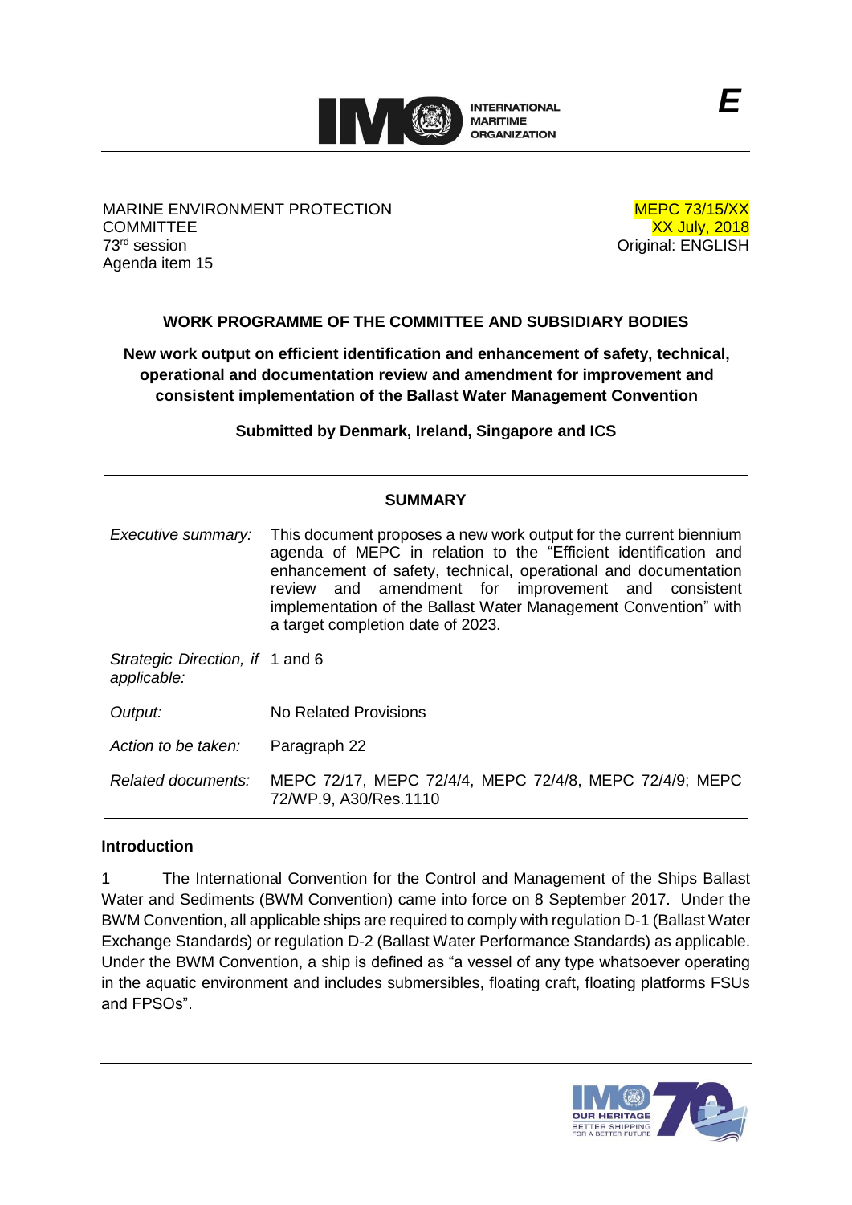E

MARINE ENVIRONMENT PROTECTION COMMITTEE
73[rd] session
Agenda item 15

MEPC 73/15/XX
XX July, 2018
Original: ENGLISH

## WORK PROGRAMME OF THE COMMITTEE AND SUBSIDIARY BODIES

### New work output on efficient identification and enhancement of safety, technical, operational and documentation review and amendment for improvement and consistent implementation of the Ballast Water Management Convention

**Submitted by Denmark, Ireland, Singapore and ICS**

| SUMMARY | |
|---|---|
| *Executive summary:* | This document proposes a new work output for the current biennium agenda of MEPC in relation to the "Efficient identification and enhancement of safety, technical, operational and documentation review and amendment for improvement and consistent implementation of the Ballast Water Management Convention" with a target completion date of 2023. |
| *Strategic Direction, if applicable:* | 1 and 6 |
| *Output:* | No Related Provisions |
| *Action to be taken:* | Paragraph 22 |
| *Related documents:* | MEPC 72/17, MEPC 72/4/4, MEPC 72/4/8, MEPC 72/4/9; MEPC 72/WP.9, A30/Res.1110 |

**Introduction**

1 The International Convention for the Control and Management of the Ships Ballast Water and Sediments (BWM Convention) came into force on 8 September 2017. Under the BWM Convention, all applicable ships are required to comply with regulation D-1 (Ballast Water Exchange Standards) or regulation D-2 (Ballast Water Performance Standards) as applicable. Under the BWM Convention, a ship is defined as "a vessel of any type whatsoever operating in the aquatic environment and includes submersibles, floating craft, floating platforms FSUs and FPSOs".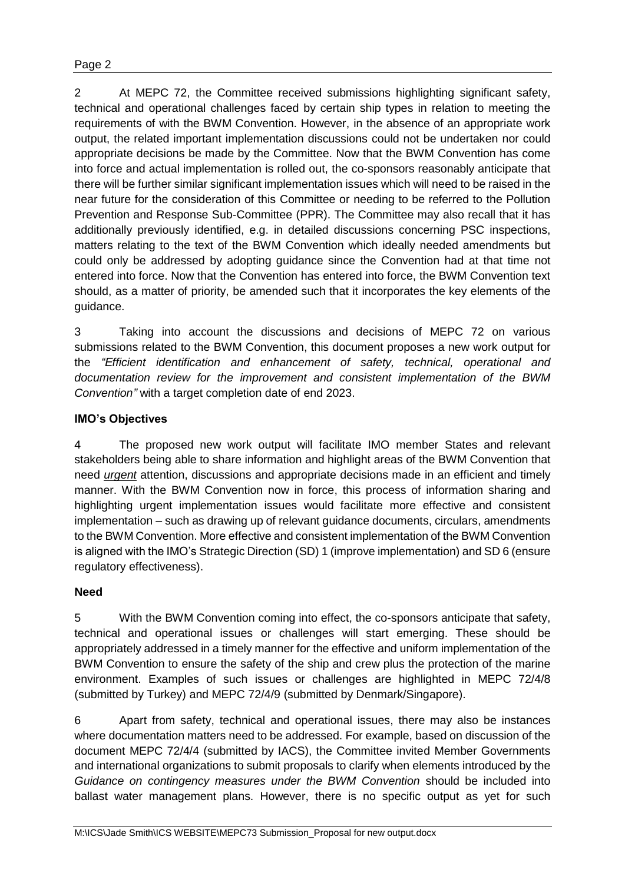2 At MEPC 72, the Committee received submissions highlighting significant safety, technical and operational challenges faced by certain ship types in relation to meeting the requirements of with the BWM Convention. However, in the absence of an appropriate work output, the related important implementation discussions could not be undertaken nor could appropriate decisions be made by the Committee. Now that the BWM Convention has come into force and actual implementation is rolled out, the co-sponsors reasonably anticipate that there will be further similar significant implementation issues which will need to be raised in the near future for the consideration of this Committee or needing to be referred to the Pollution Prevention and Response Sub-Committee (PPR). The Committee may also recall that it has additionally previously identified, e.g. in detailed discussions concerning PSC inspections, matters relating to the text of the BWM Convention which ideally needed amendments but could only be addressed by adopting guidance since the Convention had at that time not entered into force. Now that the Convention has entered into force, the BWM Convention text should, as a matter of priority, be amended such that it incorporates the key elements of the guidance.

3 Taking into account the discussions and decisions of MEPC 72 on various submissions related to the BWM Convention, this document proposes a new work output for the *"Efficient identification and enhancement of safety, technical, operational and documentation review for the improvement and consistent implementation of the BWM Convention"* with a target completion date of end 2023.

**IMO's Objectives**

4 The proposed new work output will facilitate IMO member States and relevant stakeholders being able to share information and highlight areas of the BWM Convention that need ***urgent*** attention, discussions and appropriate decisions made in an efficient and timely manner. With the BWM Convention now in force, this process of information sharing and highlighting urgent implementation issues would facilitate more effective and consistent implementation – such as drawing up of relevant guidance documents, circulars, amendments to the BWM Convention. More effective and consistent implementation of the BWM Convention is aligned with the IMO's Strategic Direction (SD) 1 (improve implementation) and SD 6 (ensure regulatory effectiveness).

**Need**

5 With the BWM Convention coming into effect, the co-sponsors anticipate that safety, technical and operational issues or challenges will start emerging. These should be appropriately addressed in a timely manner for the effective and uniform implementation of the BWM Convention to ensure the safety of the ship and crew plus the protection of the marine environment. Examples of such issues or challenges are highlighted in MEPC 72/4/8 (submitted by Turkey) and MEPC 72/4/9 (submitted by Denmark/Singapore).

6 Apart from safety, technical and operational issues, there may also be instances where documentation matters need to be addressed. For example, based on discussion of the document MEPC 72/4/4 (submitted by IACS), the Committee invited Member Governments and international organizations to submit proposals to clarify when elements introduced by the *Guidance on contingency measures under the BWM Convention* should be included into ballast water management plans. However, there is no specific output as yet for such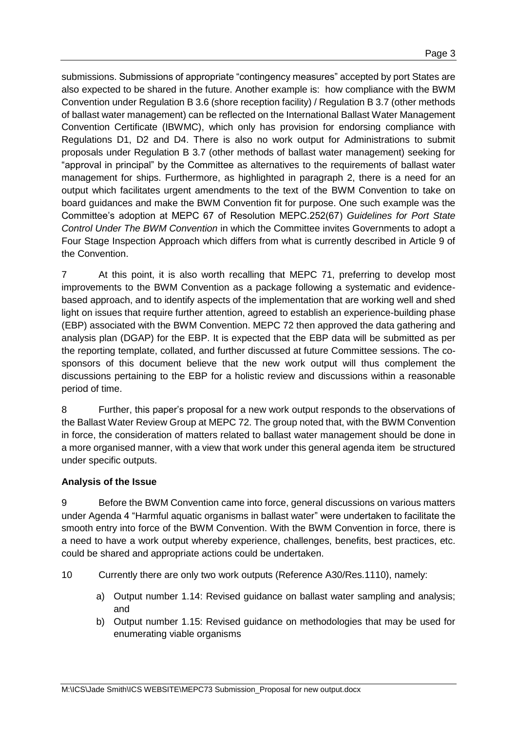submissions. Submissions of appropriate "contingency measures" accepted by port States are also expected to be shared in the future. Another example is: how compliance with the BWM Convention under Regulation B 3.6 (shore reception facility) / Regulation B 3.7 (other methods of ballast water management) can be reflected on the International Ballast Water Management Convention Certificate (IBWMC), which only has provision for endorsing compliance with Regulations D1, D2 and D4. There is also no work output for Administrations to submit proposals under Regulation B 3.7 (other methods of ballast water management) seeking for "approval in principal" by the Committee as alternatives to the requirements of ballast water management for ships. Furthermore, as highlighted in paragraph 2, there is a need for an output which facilitates urgent amendments to the text of the BWM Convention to take on board guidances and make the BWM Convention fit for purpose. One such example was the Committee's adoption at MEPC 67 of Resolution MEPC.252(67) *Guidelines for Port State Control Under The BWM Convention* in which the Committee invites Governments to adopt a Four Stage Inspection Approach which differs from what is currently described in Article 9 of the Convention.

7 At this point, it is also worth recalling that MEPC 71, preferring to develop most improvements to the BWM Convention as a package following a systematic and evidence-based approach, and to identify aspects of the implementation that are working well and shed light on issues that require further attention, agreed to establish an experience-building phase (EBP) associated with the BWM Convention. MEPC 72 then approved the data gathering and analysis plan (DGAP) for the EBP. It is expected that the EBP data will be submitted as per the reporting template, collated, and further discussed at future Committee sessions. The co-sponsors of this document believe that the new work output will thus complement the discussions pertaining to the EBP for a holistic review and discussions within a reasonable period of time.

8 Further, this paper's proposal for a new work output responds to the observations of the Ballast Water Review Group at MEPC 72. The group noted that, with the BWM Convention in force, the consideration of matters related to ballast water management should be done in a more organised manner, with a view that work under this general agenda item be structured under specific outputs.

**Analysis of the Issue**

9 Before the BWM Convention came into force, general discussions on various matters under Agenda 4 "Harmful aquatic organisms in ballast water" were undertaken to facilitate the smooth entry into force of the BWM Convention. With the BWM Convention in force, there is a need to have a work output whereby experience, challenges, benefits, best practices, etc. could be shared and appropriate actions could be undertaken.

10 Currently there are only two work outputs (Reference A30/Res.1110), namely:

a) Output number 1.14: Revised guidance on ballast water sampling and analysis; and
b) Output number 1.15: Revised guidance on methodologies that may be used for enumerating viable organisms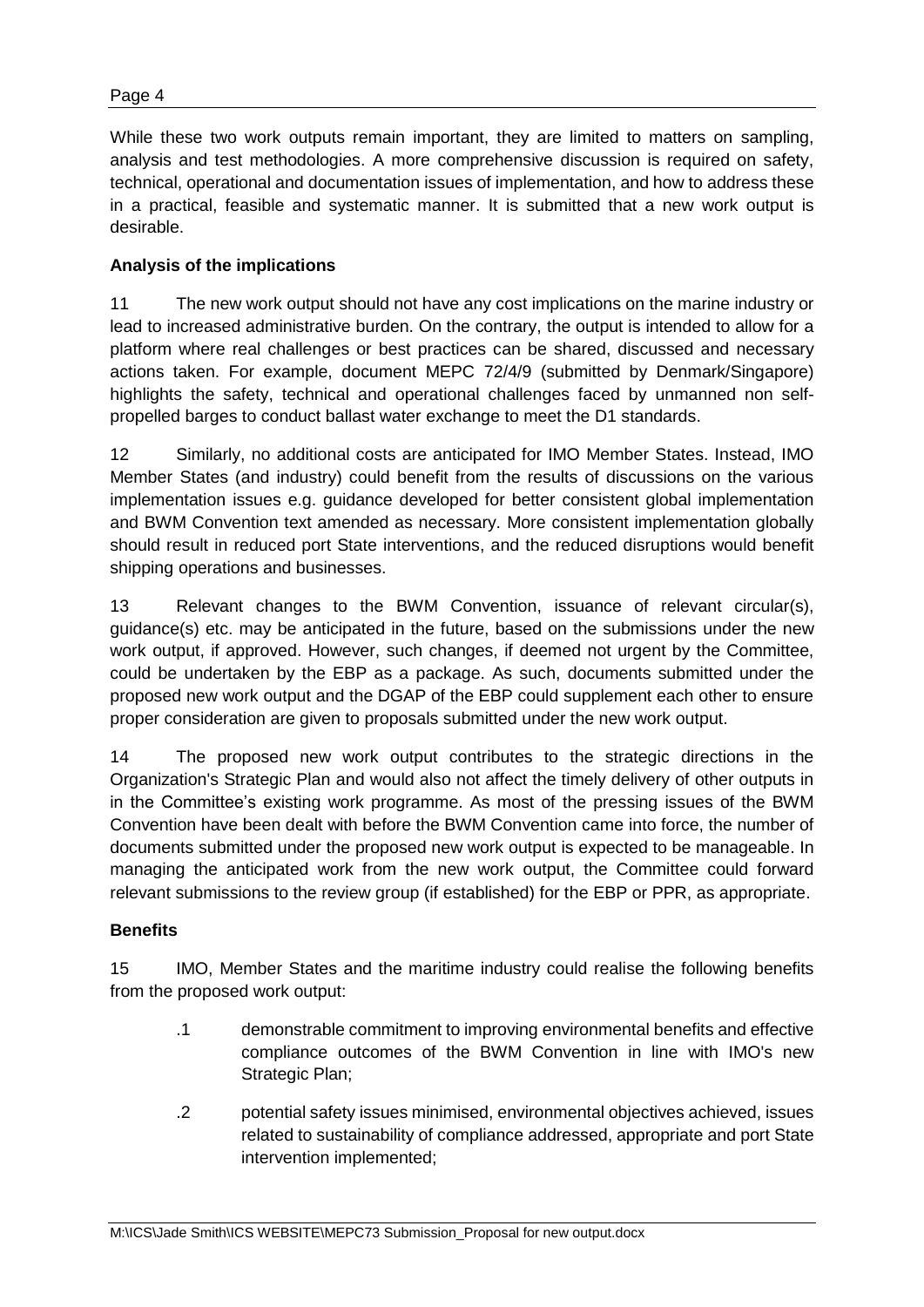While these two work outputs remain important, they are limited to matters on sampling, analysis and test methodologies. A more comprehensive discussion is required on safety, technical, operational and documentation issues of implementation, and how to address these in a practical, feasible and systematic manner. It is submitted that a new work output is desirable.

**Analysis of the implications**

11 The new work output should not have any cost implications on the marine industry or lead to increased administrative burden. On the contrary, the output is intended to allow for a platform where real challenges or best practices can be shared, discussed and necessary actions taken. For example, document MEPC 72/4/9 (submitted by Denmark/Singapore) highlights the safety, technical and operational challenges faced by unmanned non self-propelled barges to conduct ballast water exchange to meet the D1 standards.

12 Similarly, no additional costs are anticipated for IMO Member States. Instead, IMO Member States (and industry) could benefit from the results of discussions on the various implementation issues e.g. guidance developed for better consistent global implementation and BWM Convention text amended as necessary. More consistent implementation globally should result in reduced port State interventions, and the reduced disruptions would benefit shipping operations and businesses.

13 Relevant changes to the BWM Convention, issuance of relevant circular(s), guidance(s) etc. may be anticipated in the future, based on the submissions under the new work output, if approved. However, such changes, if deemed not urgent by the Committee, could be undertaken by the EBP as a package. As such, documents submitted under the proposed new work output and the DGAP of the EBP could supplement each other to ensure proper consideration are given to proposals submitted under the new work output.

14 The proposed new work output contributes to the strategic directions in the Organization's Strategic Plan and would also not affect the timely delivery of other outputs in in the Committee's existing work programme. As most of the pressing issues of the BWM Convention have been dealt with before the BWM Convention came into force, the number of documents submitted under the proposed new work output is expected to be manageable. In managing the anticipated work from the new work output, the Committee could forward relevant submissions to the review group (if established) for the EBP or PPR, as appropriate.

**Benefits**

15 IMO, Member States and the maritime industry could realise the following benefits from the proposed work output:

- .1 demonstrable commitment to improving environmental benefits and effective compliance outcomes of the BWM Convention in line with IMO's new Strategic Plan;
- .2 potential safety issues minimised, environmental objectives achieved, issues related to sustainability of compliance addressed, appropriate and port State intervention implemented;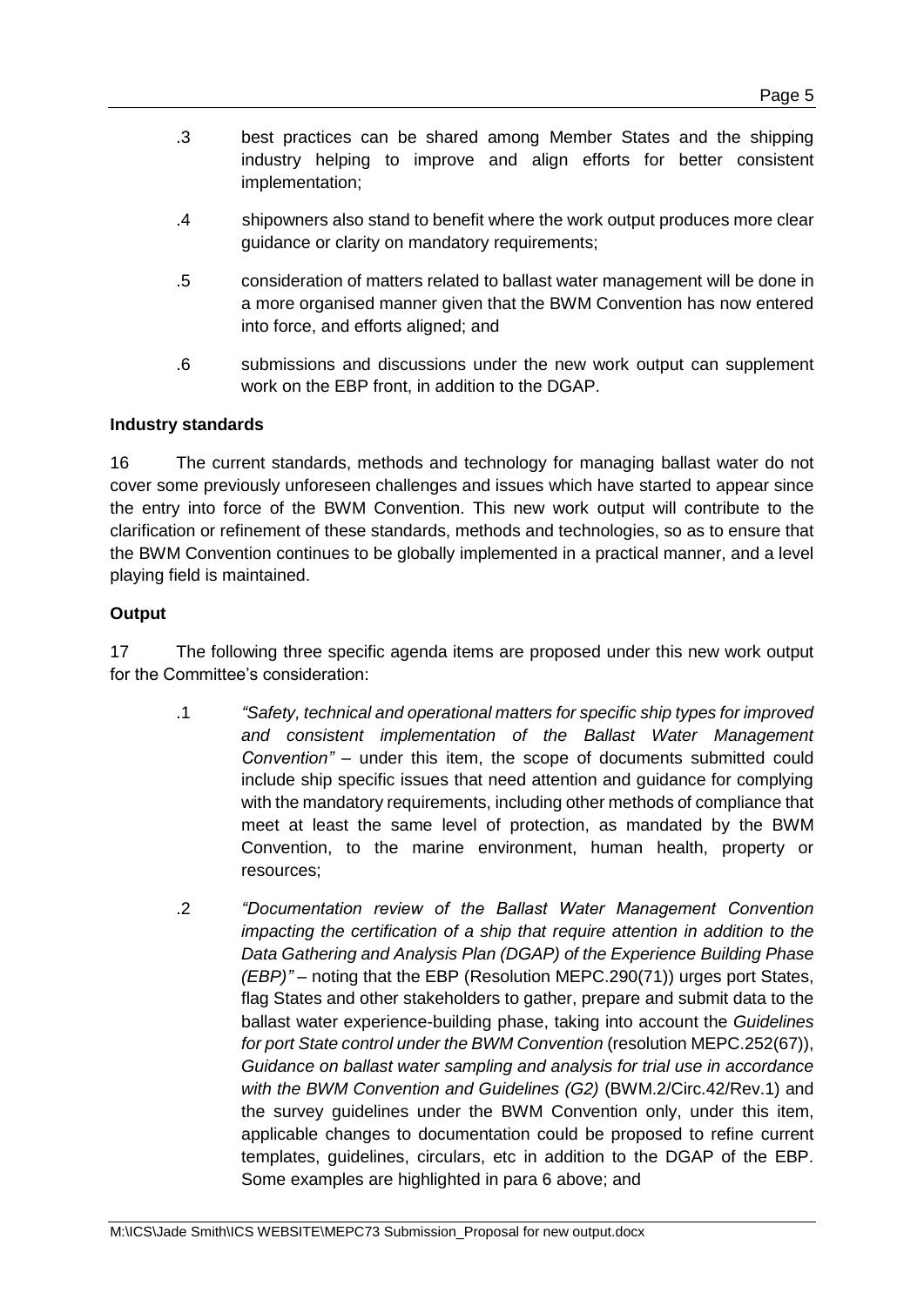.3 best practices can be shared among Member States and the shipping industry helping to improve and align efforts for better consistent implementation;

.4 shipowners also stand to benefit where the work output produces more clear guidance or clarity on mandatory requirements;

.5 consideration of matters related to ballast water management will be done in a more organised manner given that the BWM Convention has now entered into force, and efforts aligned; and

.6 submissions and discussions under the new work output can supplement work on the EBP front, in addition to the DGAP.

**Industry standards**

16 The current standards, methods and technology for managing ballast water do not cover some previously unforeseen challenges and issues which have started to appear since the entry into force of the BWM Convention. This new work output will contribute to the clarification or refinement of these standards, methods and technologies, so as to ensure that the BWM Convention continues to be globally implemented in a practical manner, and a level playing field is maintained.

**Output**

17 The following three specific agenda items are proposed under this new work output for the Committee's consideration:

.1 *"Safety, technical and operational matters for specific ship types for improved and consistent implementation of the Ballast Water Management Convention"* – under this item, the scope of documents submitted could include ship specific issues that need attention and guidance for complying with the mandatory requirements, including other methods of compliance that meet at least the same level of protection, as mandated by the BWM Convention, to the marine environment, human health, property or resources;

.2 *"Documentation review of the Ballast Water Management Convention impacting the certification of a ship that require attention in addition to the Data Gathering and Analysis Plan (DGAP) of the Experience Building Phase (EBP)"* – noting that the EBP (Resolution MEPC.290(71)) urges port States, flag States and other stakeholders to gather, prepare and submit data to the ballast water experience-building phase, taking into account the *Guidelines for port State control under the BWM Convention* (resolution MEPC.252(67)), *Guidance on ballast water sampling and analysis for trial use in accordance with the BWM Convention and Guidelines (G2)* (BWM.2/Circ.42/Rev.1) and the survey guidelines under the BWM Convention only, under this item, applicable changes to documentation could be proposed to refine current templates, guidelines, circulars, etc in addition to the DGAP of the EBP. Some examples are highlighted in para 6 above; and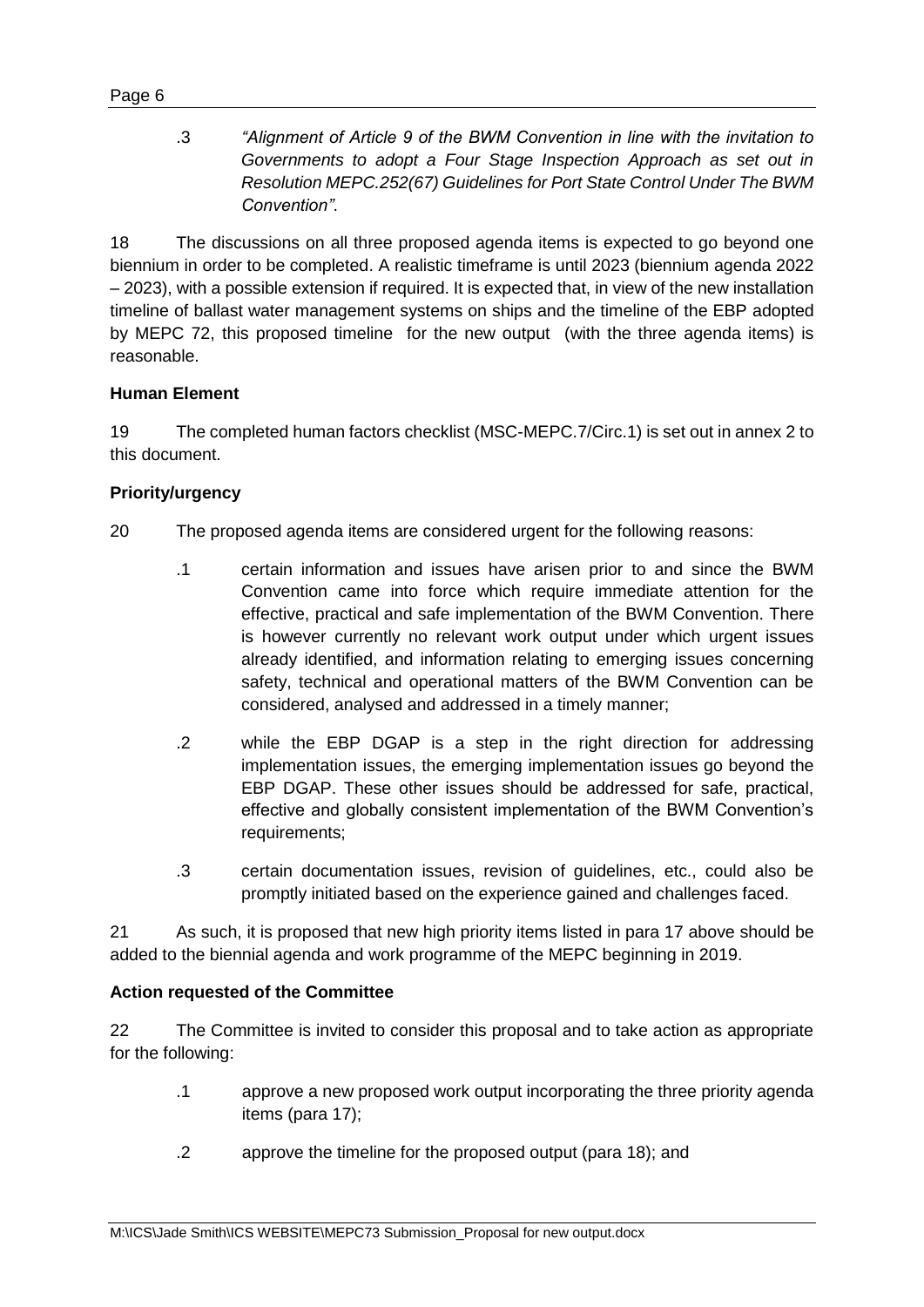.3 *"Alignment of Article 9 of the BWM Convention in line with the invitation to Governments to adopt a Four Stage Inspection Approach as set out in Resolution MEPC.252(67) Guidelines for Port State Control Under The BWM Convention"*.

18 The discussions on all three proposed agenda items is expected to go beyond one biennium in order to be completed. A realistic timeframe is until 2023 (biennium agenda 2022 – 2023), with a possible extension if required. It is expected that, in view of the new installation timeline of ballast water management systems on ships and the timeline of the EBP adopted by MEPC 72, this proposed timeline for the new output (with the three agenda items) is reasonable.

**Human Element**

19 The completed human factors checklist (MSC-MEPC.7/Circ.1) is set out in annex 2 to this document.

**Priority/urgency**

20 The proposed agenda items are considered urgent for the following reasons:

.1 certain information and issues have arisen prior to and since the BWM Convention came into force which require immediate attention for the effective, practical and safe implementation of the BWM Convention. There is however currently no relevant work output under which urgent issues already identified, and information relating to emerging issues concerning safety, technical and operational matters of the BWM Convention can be considered, analysed and addressed in a timely manner;

.2 while the EBP DGAP is a step in the right direction for addressing implementation issues, the emerging implementation issues go beyond the EBP DGAP. These other issues should be addressed for safe, practical, effective and globally consistent implementation of the BWM Convention's requirements;

.3 certain documentation issues, revision of guidelines, etc., could also be promptly initiated based on the experience gained and challenges faced.

21 As such, it is proposed that new high priority items listed in para 17 above should be added to the biennial agenda and work programme of the MEPC beginning in 2019.

**Action requested of the Committee**

22 The Committee is invited to consider this proposal and to take action as appropriate for the following:

.1 approve a new proposed work output incorporating the three priority agenda items (para 17);

.2 approve the timeline for the proposed output (para 18); and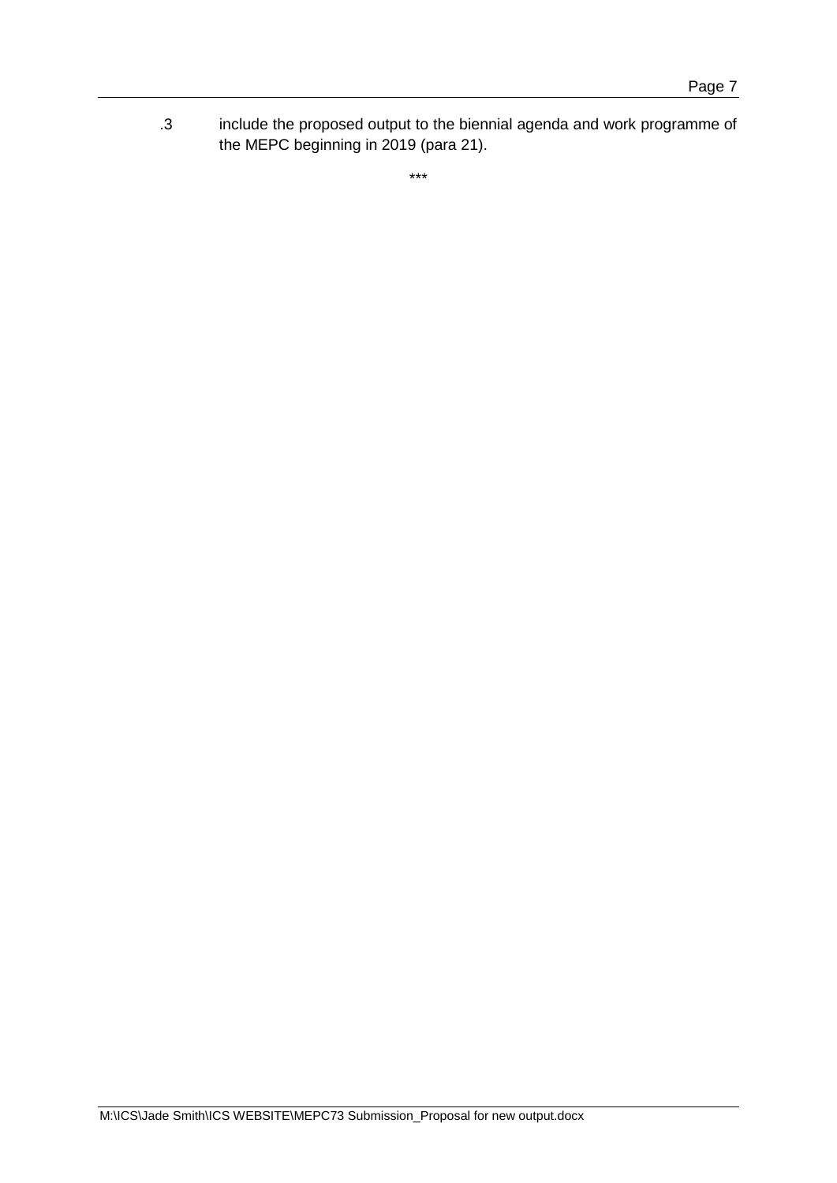.3 include the proposed output to the biennial agenda and work programme of the MEPC beginning in 2019 (para 21).

***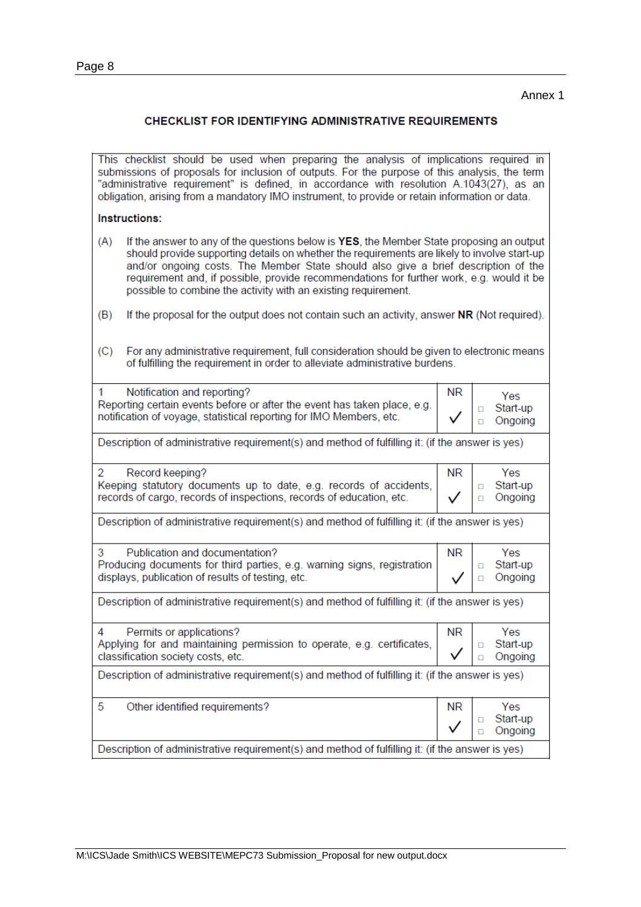Annex 1

## CHECKLIST FOR IDENTIFYING ADMINISTRATIVE REQUIREMENTS

This checklist should be used when preparing the analysis of implications required in submissions of proposals for inclusion of outputs. For the purpose of this analysis, the term "administrative requirement" is defined, in accordance with resolution A.1043(27), as an obligation, arising from a mandatory IMO instrument, to provide or retain information or data.

**Instructions:**

(A) If the answer to any of the questions below is **YES**, the Member State proposing an output should provide supporting details on whether the requirements are likely to involve start-up and/or ongoing costs. The Member State should also give a brief description of the requirement and, if possible, provide recommendations for further work, e.g. would it be possible to combine the activity with an existing requirement.

(B) If the proposal for the output does not contain such an activity, answer **NR** (Not required).

(C) For any administrative requirement, full consideration should be given to electronic means of fulfilling the requirement in order to alleviate administrative burdens.

| Requirement | NR | Yes |
|---|---|---|
| 1 Notification and reporting? Reporting certain events before or after the event has taken place, e.g. notification of voyage, statistical reporting for IMO Members, etc. | ✓ | □ Start-up □ Ongoing |
| Description of administrative requirement(s) and method of fulfilling it: (if the answer is yes) | | |
| 2 Record keeping? Keeping statutory documents up to date, e.g. records of accidents, records of cargo, records of inspections, records of education, etc. | ✓ | □ Start-up □ Ongoing |
| Description of administrative requirement(s) and method of fulfilling it: (if the answer is yes) | | |
| 3 Publication and documentation? Producing documents for third parties, e.g. warning signs, registration displays, publication of results of testing, etc. | ✓ | □ Start-up □ Ongoing |
| Description of administrative requirement(s) and method of fulfilling it: (if the answer is yes) | | |
| 4 Permits or applications? Applying for and maintaining permission to operate, e.g. certificates, classification society costs, etc. | ✓ | □ Start-up □ Ongoing |
| Description of administrative requirement(s) and method of fulfilling it: (if the answer is yes) | | |
| 5 Other identified requirements? | ✓ | □ Start-up □ Ongoing |
| Description of administrative requirement(s) and method of fulfilling it: (if the answer is yes) | | |

M:\ICS\Jade Smith\ICS WEBSITE\MEPC73 Submission_Proposal for new output.docx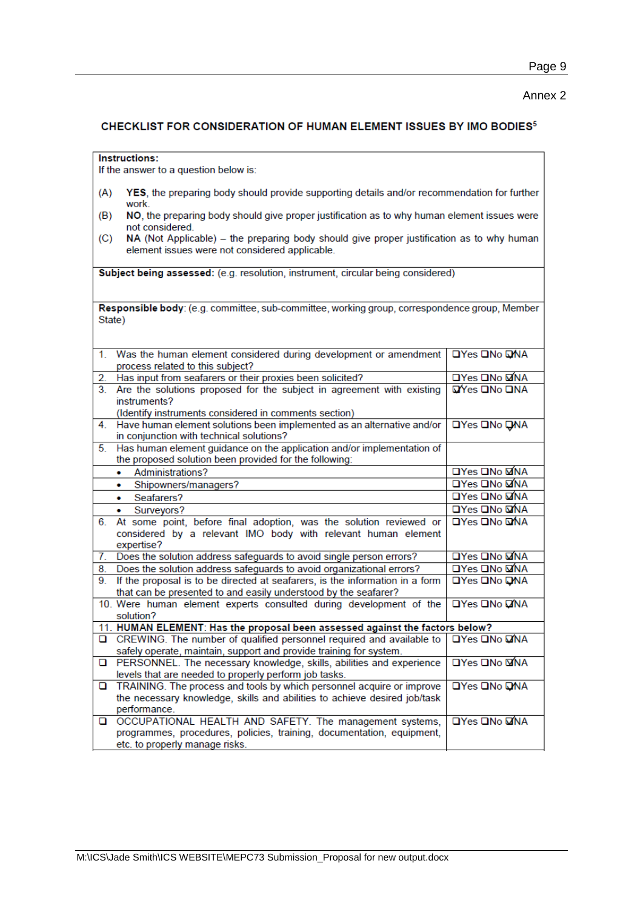Annex 2

## CHECKLIST FOR CONSIDERATION OF HUMAN ELEMENT ISSUES BY IMO BODIES[5]

**Instructions:**
If the answer to a question below is:

(A) **YES**, the preparing body should provide supporting details and/or recommendation for further work.
(B) **NO**, the preparing body should give proper justification as to why human element issues were not considered.
(C) **NA** (Not Applicable) – the preparing body should give proper justification as to why human element issues were not considered applicable.

**Subject being assessed:** (e.g. resolution, instrument, circular being considered)

**Responsible body**: (e.g. committee, sub-committee, working group, correspondence group, Member State)

| Question | Answer |
|---|---|
| 1. Was the human element considered during development or amendment process related to this subject? | ❑Yes ❑No ☑NA |
| 2. Has input from seafarers or their proxies been solicited? | ❑Yes ❑No ☑NA |
| 3. Are the solutions proposed for the subject in agreement with existing instruments? (Identify instruments considered in comments section) | ☑Yes ❑No ❑NA |
| 4. Have human element solutions been implemented as an alternative and/or in conjunction with technical solutions? | ❑Yes ❑No ☑NA |
| 5. Has human element guidance on the application and/or implementation of the proposed solution been provided for the following: | |
| • Administrations? | ❑Yes ❑No ☑NA |
| • Shipowners/managers? | ❑Yes ❑No ☑NA |
| • Seafarers? | ❑Yes ❑No ☑NA |
| • Surveyors? | ❑Yes ❑No ☑NA |
| 6. At some point, before final adoption, was the solution reviewed or considered by a relevant IMO body with relevant human element expertise? | ❑Yes ❑No ☑NA |
| 7. Does the solution address safeguards to avoid single person errors? | ❑Yes ❑No ☑NA |
| 8. Does the solution address safeguards to avoid organizational errors? | ❑Yes ❑No ☑NA |
| 9. If the proposal is to be directed at seafarers, is the information in a form that can be presented to and easily understood by the seafarer? | ❑Yes ❑No ☑NA |
| 10. Were human element experts consulted during development of the solution? | ❑Yes ❑No ☑NA |
| 11. **HUMAN ELEMENT**: **Has the proposal been assessed against the factors below?** | |
| ❑ CREWING. The number of qualified personnel required and available to safely operate, maintain, support and provide training for system. | ❑Yes ❑No ☑NA |
| ❑ PERSONNEL. The necessary knowledge, skills, abilities and experience levels that are needed to properly perform job tasks. | ❑Yes ❑No ☑NA |
| ❑ TRAINING. The process and tools by which personnel acquire or improve the necessary knowledge, skills and abilities to achieve desired job/task performance. | ❑Yes ❑No ☑NA |
| ❑ OCCUPATIONAL HEALTH AND SAFETY. The management systems, programmes, procedures, policies, training, documentation, equipment, etc. to properly manage risks. | ❑Yes ❑No ☑NA |

M:\ICS\Jade Smith\ICS WEBSITE\MEPC73 Submission_Proposal for new output.docx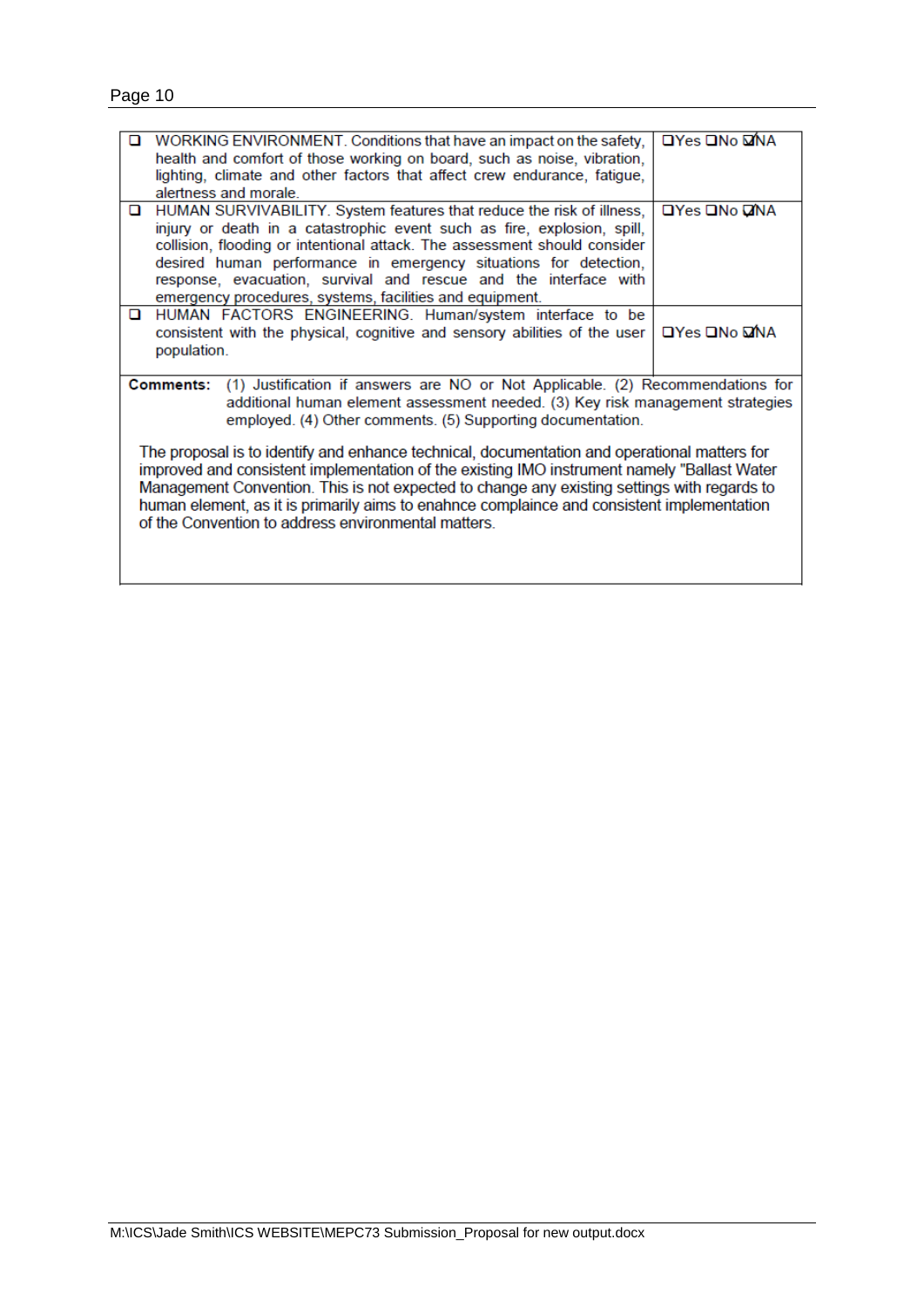| | |
|---|---|
| ❑ WORKING ENVIRONMENT. Conditions that have an impact on the safety, health and comfort of those working on board, such as noise, vibration, lighting, climate and other factors that affect crew endurance, fatigue, alertness and morale. | ❑Yes ❑No ☑NA |
| ❑ HUMAN SURVIVABILITY. System features that reduce the risk of illness, injury or death in a catastrophic event such as fire, explosion, spill, collision, flooding or intentional attack. The assessment should consider desired human performance in emergency situations for detection, response, evacuation, survival and rescue and the interface with emergency procedures, systems, facilities and equipment. | ❑Yes ❑No ☑NA |
| ❑ HUMAN FACTORS ENGINEERING. Human/system interface to be consistent with the physical, cognitive and sensory abilities of the user population. | ❑Yes ❑No ☑NA |

**Comments:** (1) Justification if answers are NO or Not Applicable. (2) Recommendations for additional human element assessment needed. (3) Key risk management strategies employed. (4) Other comments. (5) Supporting documentation.

The proposal is to identify and enhance technical, documentation and operational matters for improved and consistent implementation of the existing IMO instrument namely "Ballast Water Management Convention. This is not expected to change any existing settings with regards to human element, as it is primarily aims to enahnce complaince and consistent implementation of the Convention to address environmental matters.

M:\ICS\Jade Smith\ICS WEBSITE\MEPC73 Submission_Proposal for new output.docx